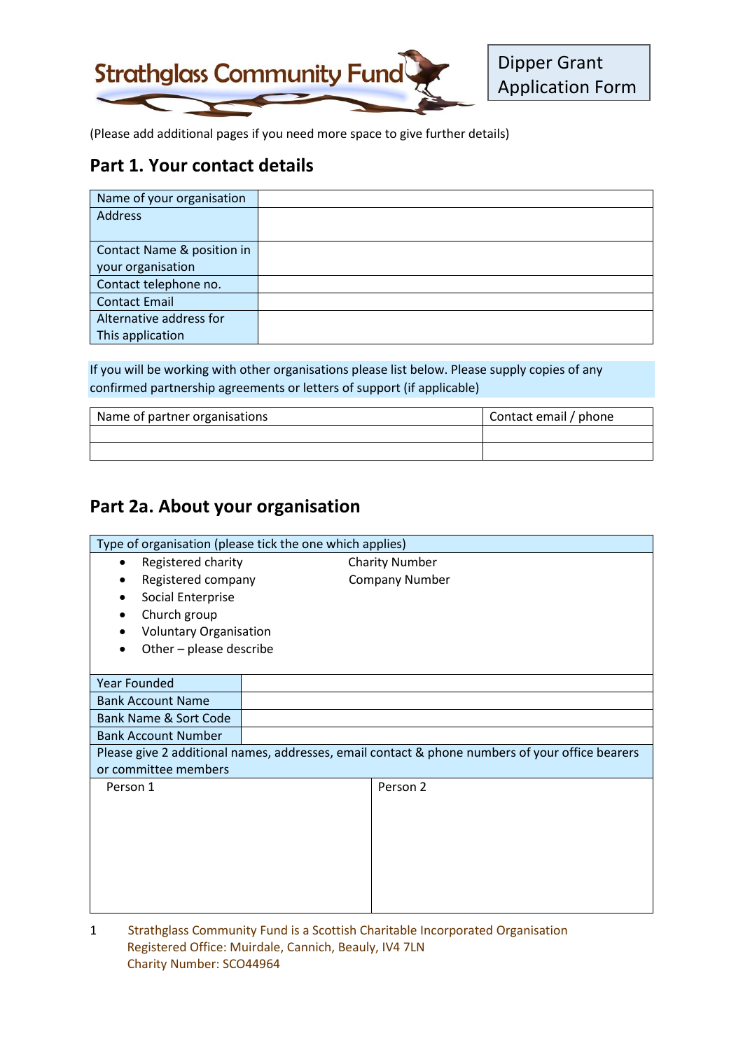Strathglass Community Fund

Dipper Grant Application Form

(Please add additional pages if you need more space to give further details)

## Part 1. Your contact details

| | |
|---|---|
| Name of your organisation | |
| Address | |
| Contact Name & position in your organisation | |
| Contact telephone no. | |
| Contact Email | |
| Alternative address for This application | |

If you will be working with other organisations please list below. Please supply copies of any confirmed partnership agreements or letters of support (if applicable)

| Name of partner organisations | Contact email / phone |
|---|---|
| | |
| | |

## Part 2a. About your organisation

Type of organisation (please tick the one which applies)

- Registered charity — Charity Number
- Registered company — Company Number
- Social Enterprise
- Church group
- Voluntary Organisation
- Other – please describe

| | |
|---|---|
| Year Founded | |
| Bank Account Name | |
| Bank Name & Sort Code | |
| Bank Account Number | |

Please give 2 additional names, addresses, email contact & phone numbers of your office bearers or committee members

| Person 1 | Person 2 |
|---|---|
| | |

Strathglass Community Fund is a Scottish Charitable Incorporated Organisation
Registered Office: Muirdale, Cannich, Beauly, IV4 7LN
Charity Number: SCO44964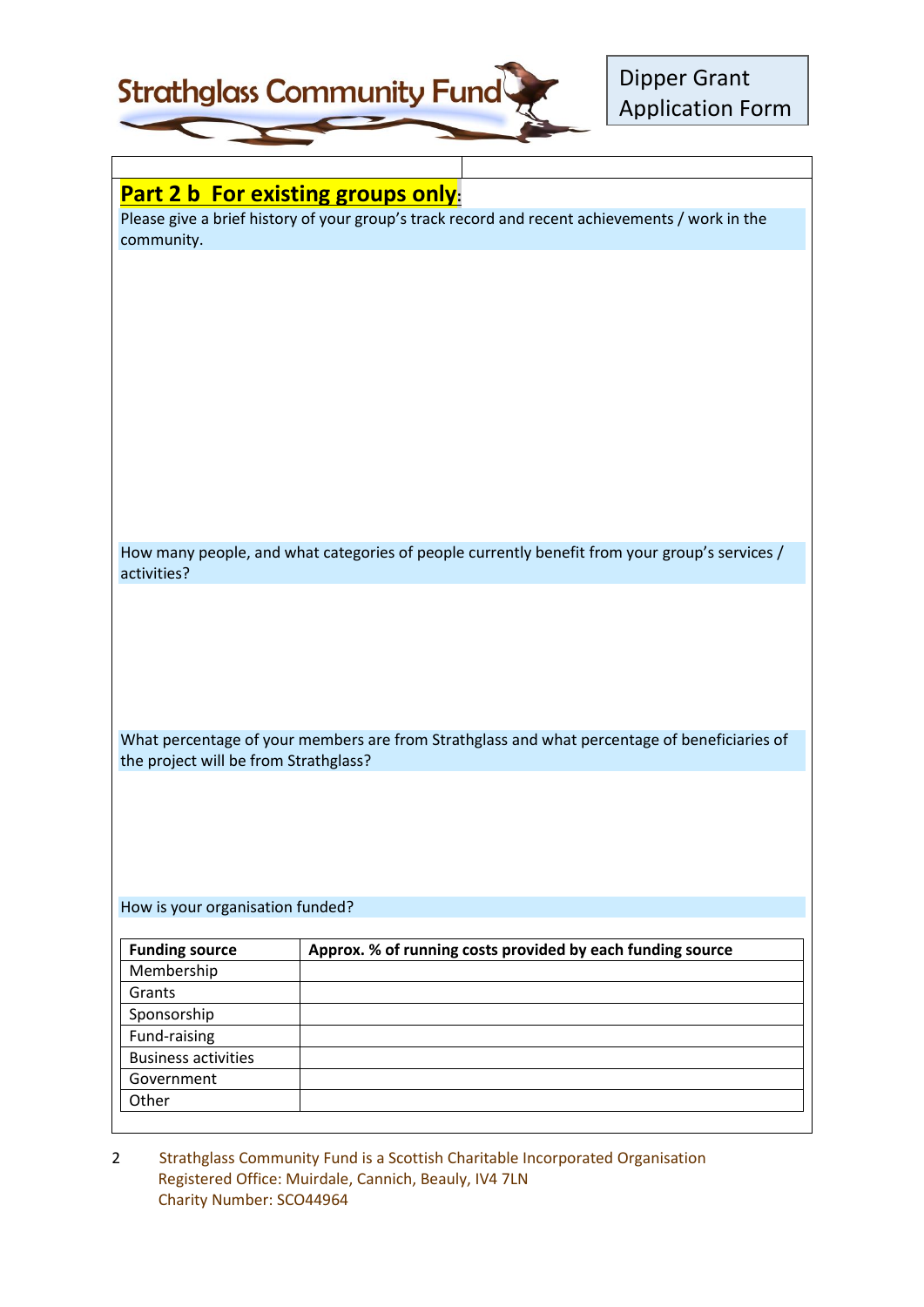## Part 2 b  For existing groups only:

Please give a brief history of your group's track record and recent achievements / work in the community.

How many people, and what categories of people currently benefit from your group's services / activities?

What percentage of your members are from Strathglass and what percentage of beneficiaries of the project will be from Strathglass?

How is your organisation funded?

| Funding source | Approx. % of running costs provided by each funding source |
|---|---|
| Membership | |
| Grants | |
| Sponsorship | |
| Fund-raising | |
| Business activities | |
| Government | |
| Other | |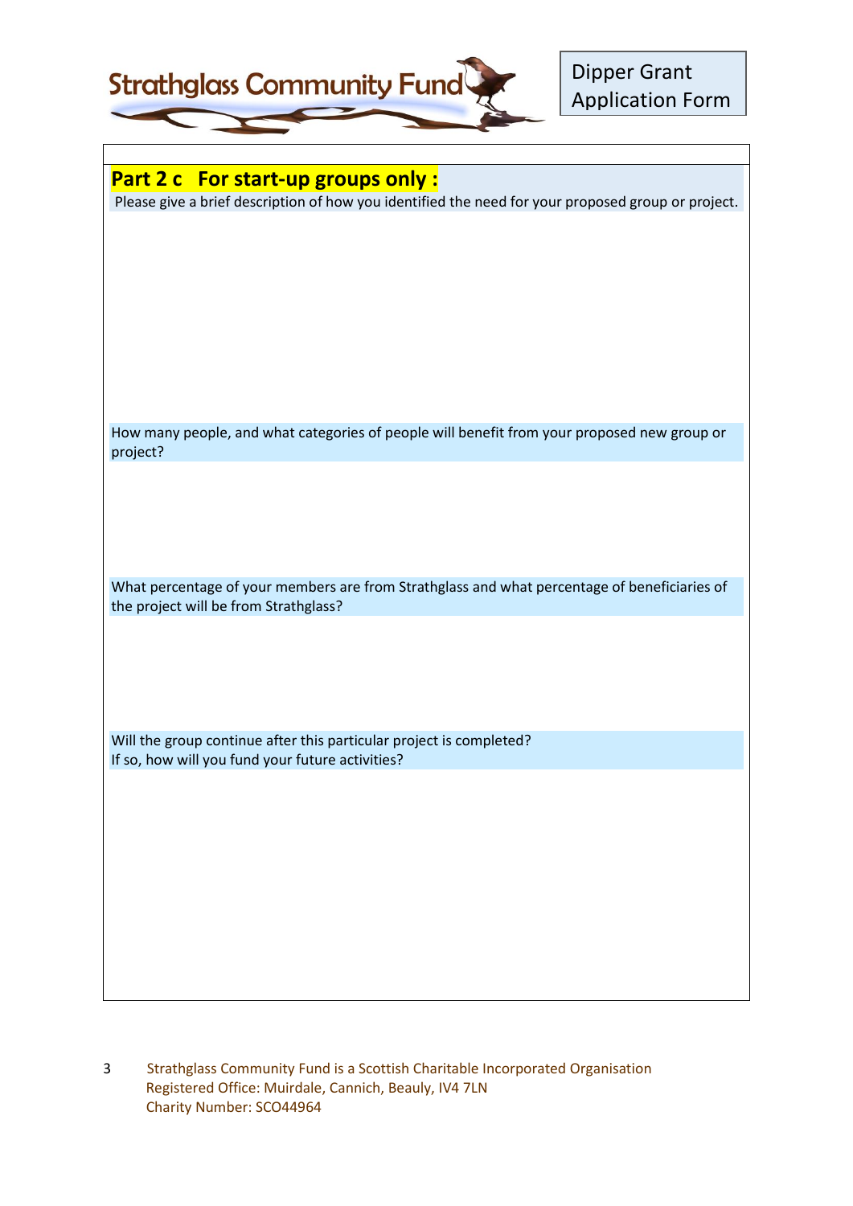## Part 2 c For start-up groups only :

Please give a brief description of how you identified the need for your proposed group or project.

How many people, and what categories of people will benefit from your proposed new group or project?

What percentage of your members are from Strathglass and what percentage of beneficiaries of the project will be from Strathglass?

Will the group continue after this particular project is completed?
If so, how will you fund your future activities?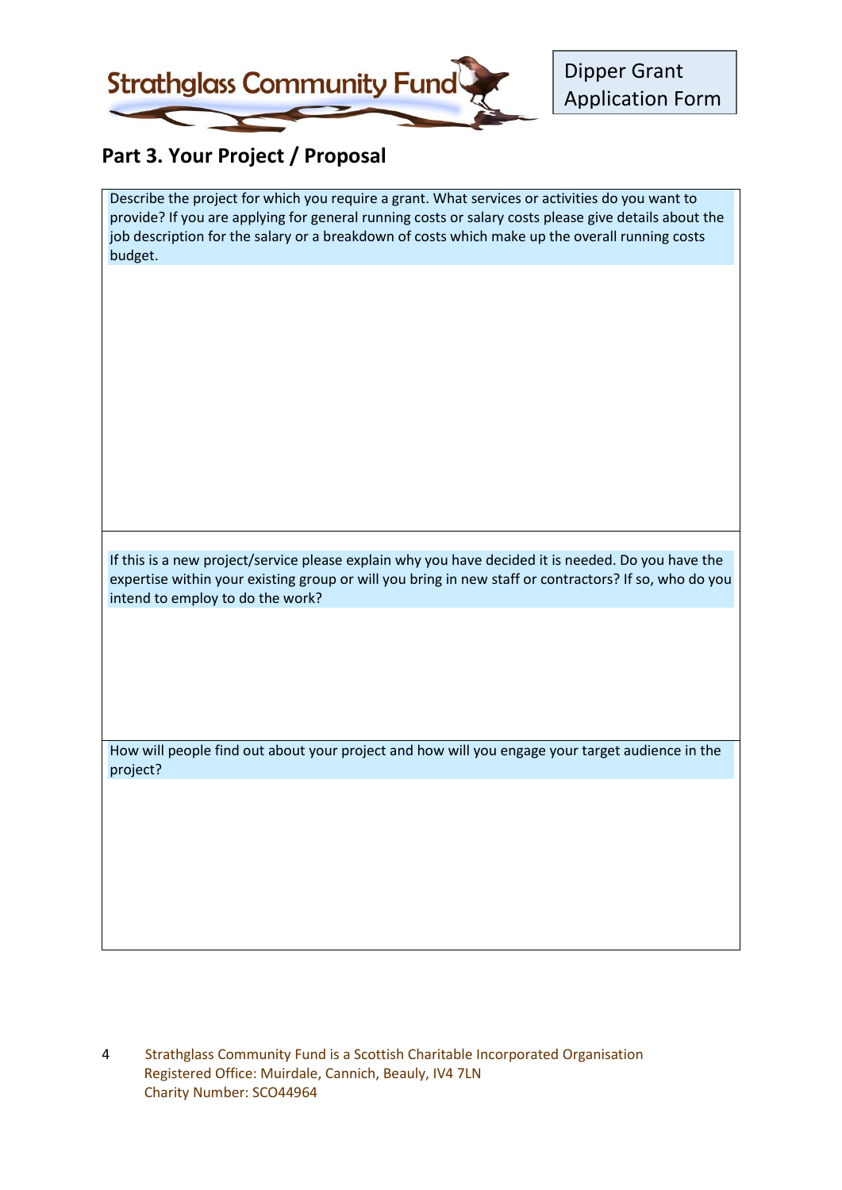## Part 3. Your Project / Proposal

Describe the project for which you require a grant. What services or activities do you want to provide? If you are applying for general running costs or salary costs please give details about the job description for the salary or a breakdown of costs which make up the overall running costs budget.

If this is a new project/service please explain why you have decided it is needed. Do you have the expertise within your existing group or will you bring in new staff or contractors? If so, who do you intend to employ to do the work?

How will people find out about your project and how will you engage your target audience in the project?

Strathglass Community Fund is a Scottish Charitable Incorporated Organisation
Registered Office: Muirdale, Cannich, Beauly, IV4 7LN
Charity Number: SCO44964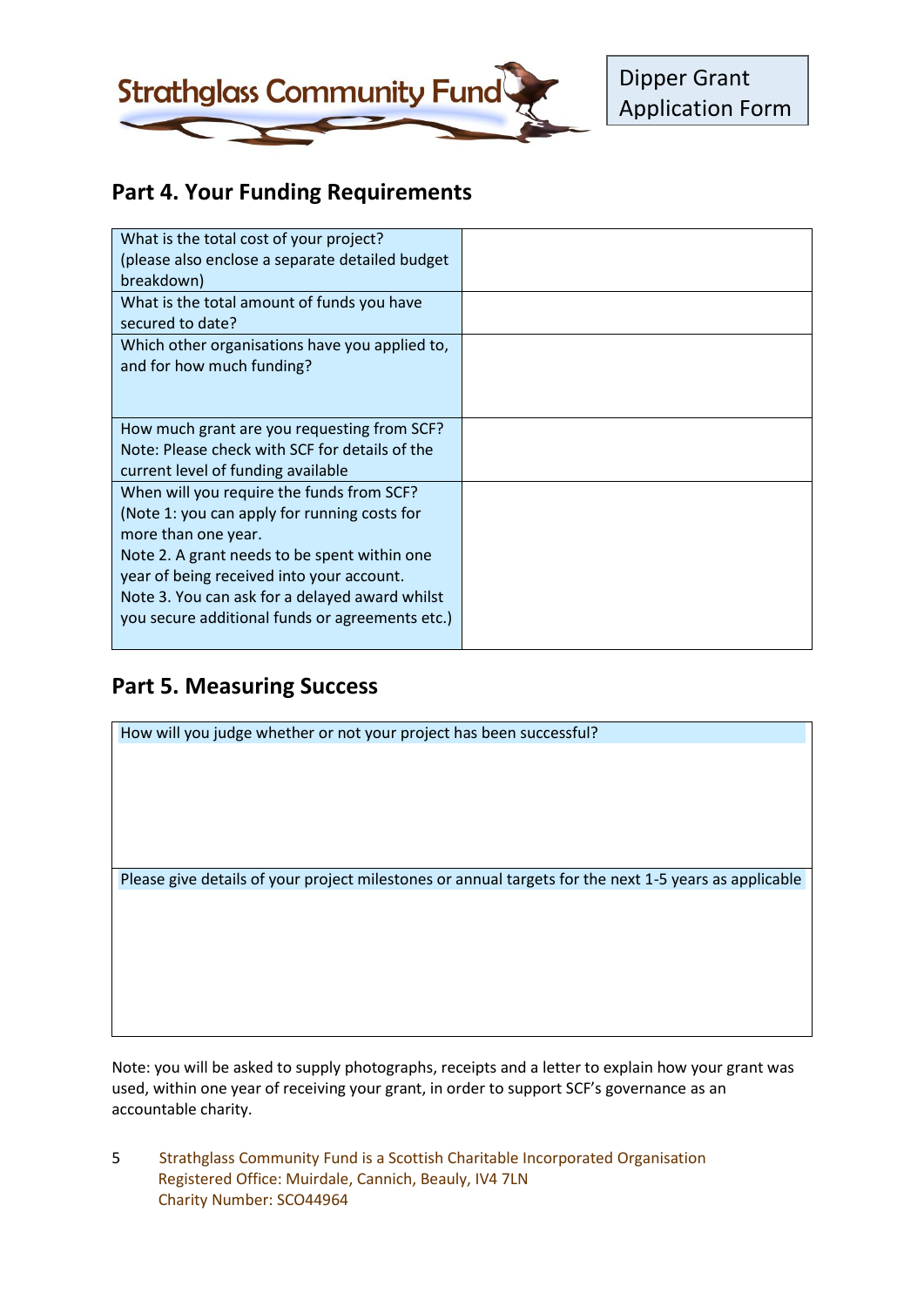## Part 4. Your Funding Requirements

| | |
|---|---|
| What is the total cost of your project? (please also enclose a separate detailed budget breakdown) | |
| What is the total amount of funds you have secured to date? | |
| Which other organisations have you applied to, and for how much funding? | |
| How much grant are you requesting from SCF? Note: Please check with SCF for details of the current level of funding available | |
| When will you require the funds from SCF? (Note 1: you can apply for running costs for more than one year. Note 2. A grant needs to be spent within one year of being received into your account. Note 3. You can ask for a delayed award whilst you secure additional funds or agreements etc.) | |

## Part 5. Measuring Success

| |
|---|
| How will you judge whether or not your project has been successful? |
| |
| Please give details of your project milestones or annual targets for the next 1-5 years as applicable |
| |

Note: you will be asked to supply photographs, receipts and a letter to explain how your grant was used, within one year of receiving your grant, in order to support SCF's governance as an accountable charity.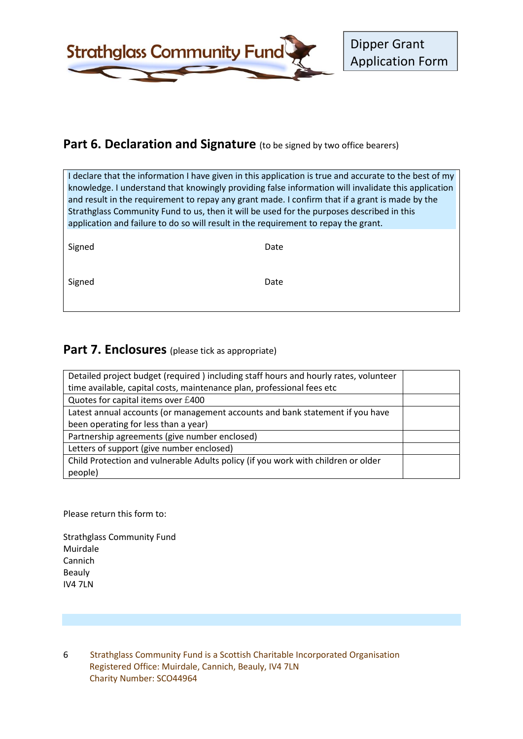Strathglass Community Fund

Dipper Grant Application Form

## Part 6. Declaration and Signature (to be signed by two office bearers)

I declare that the information I have given in this application is true and accurate to the best of my knowledge. I understand that knowingly providing false information will invalidate this application and result in the requirement to repay any grant made. I confirm that if a grant is made by the Strathglass Community Fund to us, then it will be used for the purposes described in this application and failure to do so will result in the requirement to repay the grant.

Signed Date

Signed Date

## Part 7. Enclosures (please tick as appropriate)

| | |
|---|---|
| Detailed project budget (required ) including staff hours and hourly rates, volunteer time available, capital costs, maintenance plan, professional fees etc | |
| Quotes for capital items over £400 | |
| Latest annual accounts (or management accounts and bank statement if you have been operating for less than a year) | |
| Partnership agreements (give number enclosed) | |
| Letters of support (give number enclosed) | |
| Child Protection and vulnerable Adults policy (if you work with children or older people) | |

Please return this form to:

Strathglass Community Fund
Muirdale
Cannich
Beauly
IV4 7LN

Strathglass Community Fund is a Scottish Charitable Incorporated Organisation
Registered Office: Muirdale, Cannich, Beauly, IV4 7LN
Charity Number: SCO44964